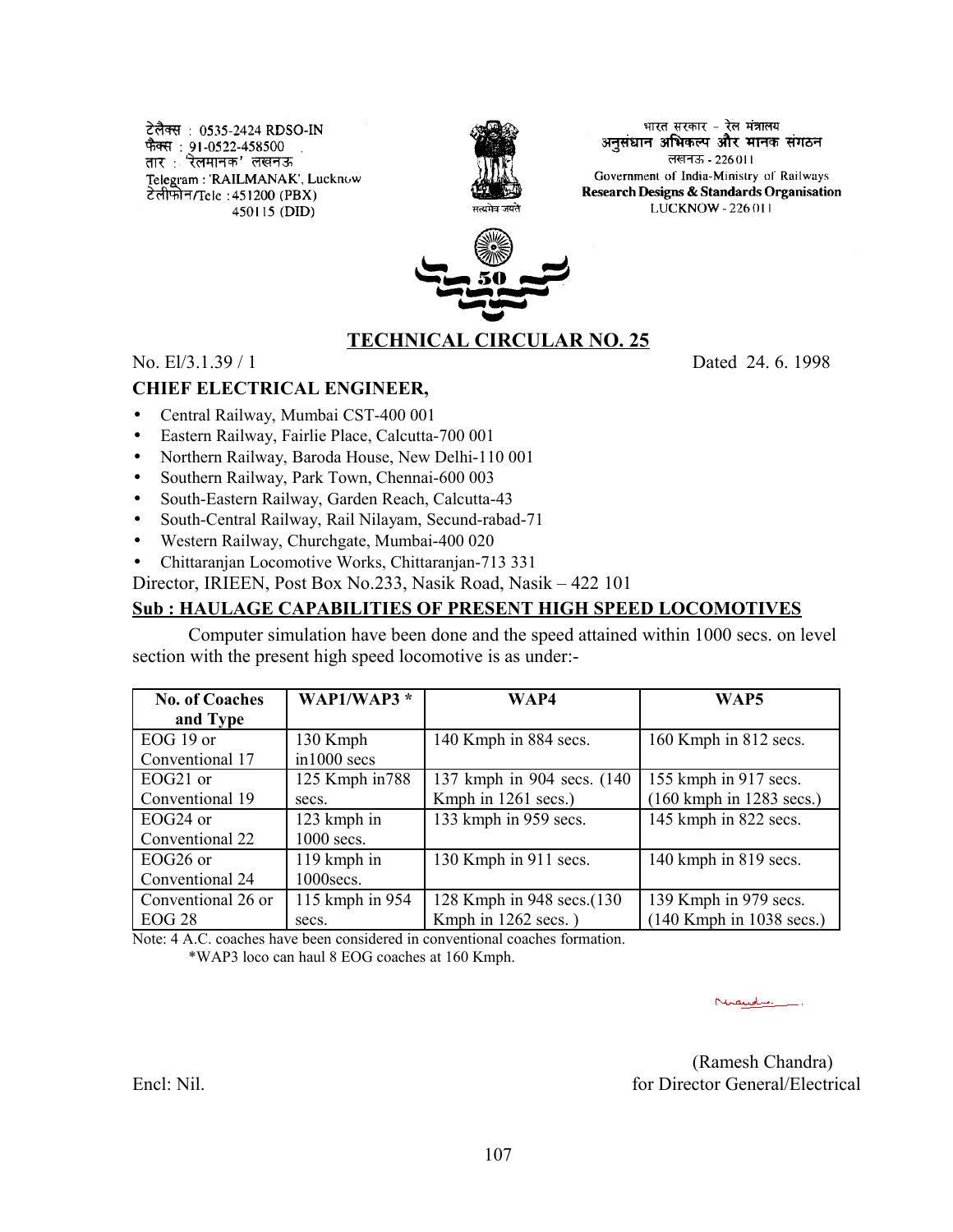टेलैक्स : 0535-2424 RDSO-IN
फैक्स : 91-0522-458500
तार : 'रेलमानक' लखनऊ
Telegram : 'RAILMANAK', Lucknow
टेलीफोन/Tele : 451200 (PBX)
450115 (DID)

भारत सरकार - रेल मंत्रालय
अनुसंधान अभिकल्प और मानक संगठन
लखनऊ - 226011
Government of India-Ministry of Railways
**Research Designs & Standards Organisation**
LUCKNOW - 226011

सत्यमेव जयते

## TECHNICAL CIRCULAR NO. 25

No. El/3.1.39 / 1 Dated 24. 6. 1998

**CHIEF ELECTRICAL ENGINEER,**

- Central Railway, Mumbai CST-400 001
- Eastern Railway, Fairlie Place, Calcutta-700 001
- Northern Railway, Baroda House, New Delhi-110 001
- Southern Railway, Park Town, Chennai-600 003
- South-Eastern Railway, Garden Reach, Calcutta-43
- South-Central Railway, Rail Nilayam, Secund-rabad-71
- Western Railway, Churchgate, Mumbai-400 020
- Chittaranjan Locomotive Works, Chittaranjan-713 331

Director, IRIEEN, Post Box No.233, Nasik Road, Nasik – 422 101

**Sub : HAULAGE CAPABILITIES OF PRESENT HIGH SPEED LOCOMOTIVES**

Computer simulation have been done and the speed attained within 1000 secs. on level section with the present high speed locomotive is as under:-

| No. of Coaches and Type | WAP1/WAP3 * | WAP4 | WAP5 |
|---|---|---|---|
| EOG 19 or Conventional 17 | 130 Kmph in1000 secs | 140 Kmph in 884 secs. | 160 Kmph in 812 secs. |
| EOG21 or Conventional 19 | 125 Kmph in788 secs. | 137 kmph in 904 secs. (140 Kmph in 1261 secs.) | 155 kmph in 917 secs. (160 kmph in 1283 secs.) |
| EOG24 or Conventional 22 | 123 kmph in 1000 secs. | 133 kmph in 959 secs. | 145 kmph in 822 secs. |
| EOG26 or Conventional 24 | 119 kmph in 1000secs. | 130 Kmph in 911 secs. | 140 kmph in 819 secs. |
| Conventional 26 or EOG 28 | 115 kmph in 954 secs. | 128 Kmph in 948 secs.(130 Kmph in 1262 secs. ) | 139 Kmph in 979 secs. (140 Kmph in 1038 secs.) |

Note: 4 A.C. coaches have been considered in conventional coaches formation.
*WAP3 loco can haul 8 EOG coaches at 160 Kmph.

(Ramesh Chandra)
for Director General/Electrical

Encl: Nil.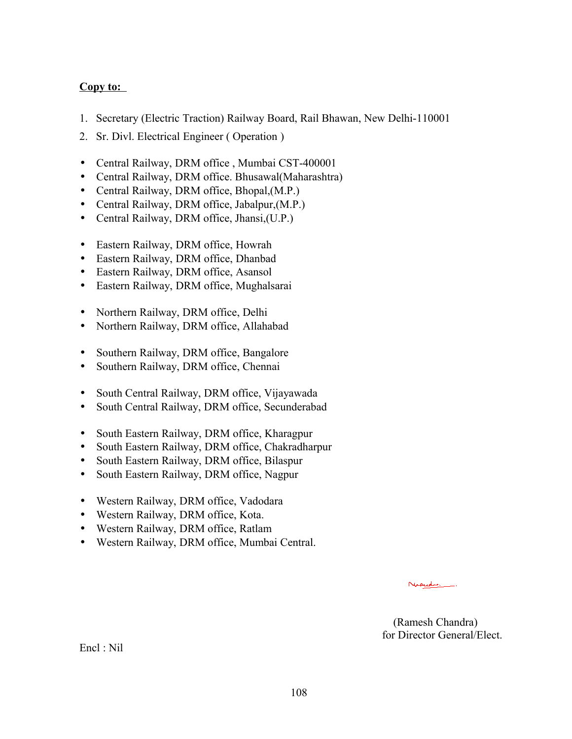**Copy to:**

1. Secretary (Electric Traction) Railway Board, Rail Bhawan, New Delhi-110001
2. Sr. Divl. Electrical Engineer ( Operation )

- Central Railway, DRM office , Mumbai CST-400001
- Central Railway, DRM office. Bhusawal(Maharashtra)
- Central Railway, DRM office, Bhopal,(M.P.)
- Central Railway, DRM office, Jabalpur,(M.P.)
- Central Railway, DRM office, Jhansi,(U.P.)

- Eastern Railway, DRM office, Howrah
- Eastern Railway, DRM office, Dhanbad
- Eastern Railway, DRM office, Asansol
- Eastern Railway, DRM office, Mughalsarai

- Northern Railway, DRM office, Delhi
- Northern Railway, DRM office, Allahabad

- Southern Railway, DRM office, Bangalore
- Southern Railway, DRM office, Chennai

- South Central Railway, DRM office, Vijayawada
- South Central Railway, DRM office, Secunderabad

- South Eastern Railway, DRM office, Kharagpur
- South Eastern Railway, DRM office, Chakradharpur
- South Eastern Railway, DRM office, Bilaspur
- South Eastern Railway, DRM office, Nagpur

- Western Railway, DRM office, Vadodara
- Western Railway, DRM office, Kota.
- Western Railway, DRM office, Ratlam
- Western Railway, DRM office, Mumbai Central.

(Ramesh Chandra)
for Director General/Elect.

Encl : Nil